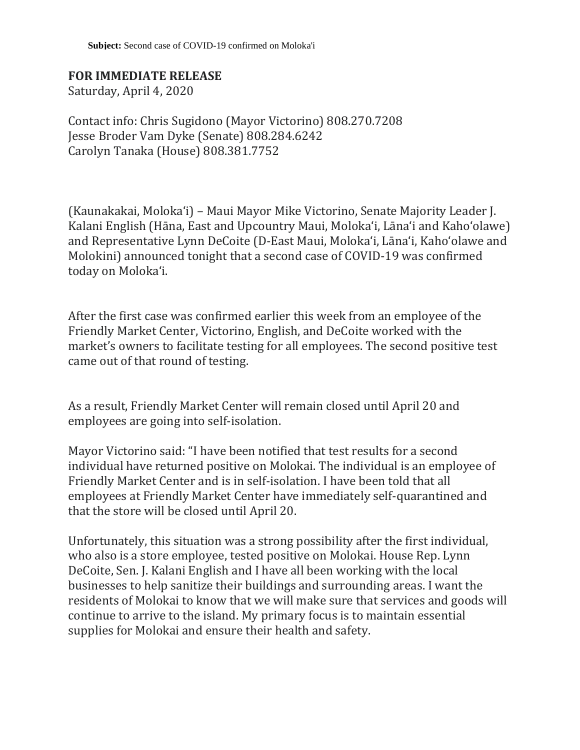**Subject:** Second case of COVID-19 confirmed on Moloka'i

**FOR IMMEDIATE RELEASE**
Saturday, April 4, 2020

Contact info: Chris Sugidono (Mayor Victorino) 808.270.7208
Jesse Broder Vam Dyke (Senate) 808.284.6242
Carolyn Tanaka (House) 808.381.7752

(Kaunakakai, Molokaʻi) – Maui Mayor Mike Victorino, Senate Majority Leader J. Kalani English (Hāna, East and Upcountry Maui, Molokaʻi, Lānaʻi and Kahoʻolawe) and Representative Lynn DeCoite (D-East Maui, Molokaʻi, Lānaʻi, Kahoʻolawe and Molokini) announced tonight that a second case of COVID-19 was confirmed today on Molokaʻi.

After the first case was confirmed earlier this week from an employee of the Friendly Market Center, Victorino, English, and DeCoite worked with the market's owners to facilitate testing for all employees. The second positive test came out of that round of testing.

As a result, Friendly Market Center will remain closed until April 20 and employees are going into self-isolation.

Mayor Victorino said: "I have been notified that test results for a second individual have returned positive on Molokai. The individual is an employee of Friendly Market Center and is in self-isolation. I have been told that all employees at Friendly Market Center have immediately self-quarantined and that the store will be closed until April 20.

Unfortunately, this situation was a strong possibility after the first individual, who also is a store employee, tested positive on Molokai. House Rep. Lynn DeCoite, Sen. J. Kalani English and I have all been working with the local businesses to help sanitize their buildings and surrounding areas. I want the residents of Molokai to know that we will make sure that services and goods will continue to arrive to the island. My primary focus is to maintain essential supplies for Molokai and ensure their health and safety.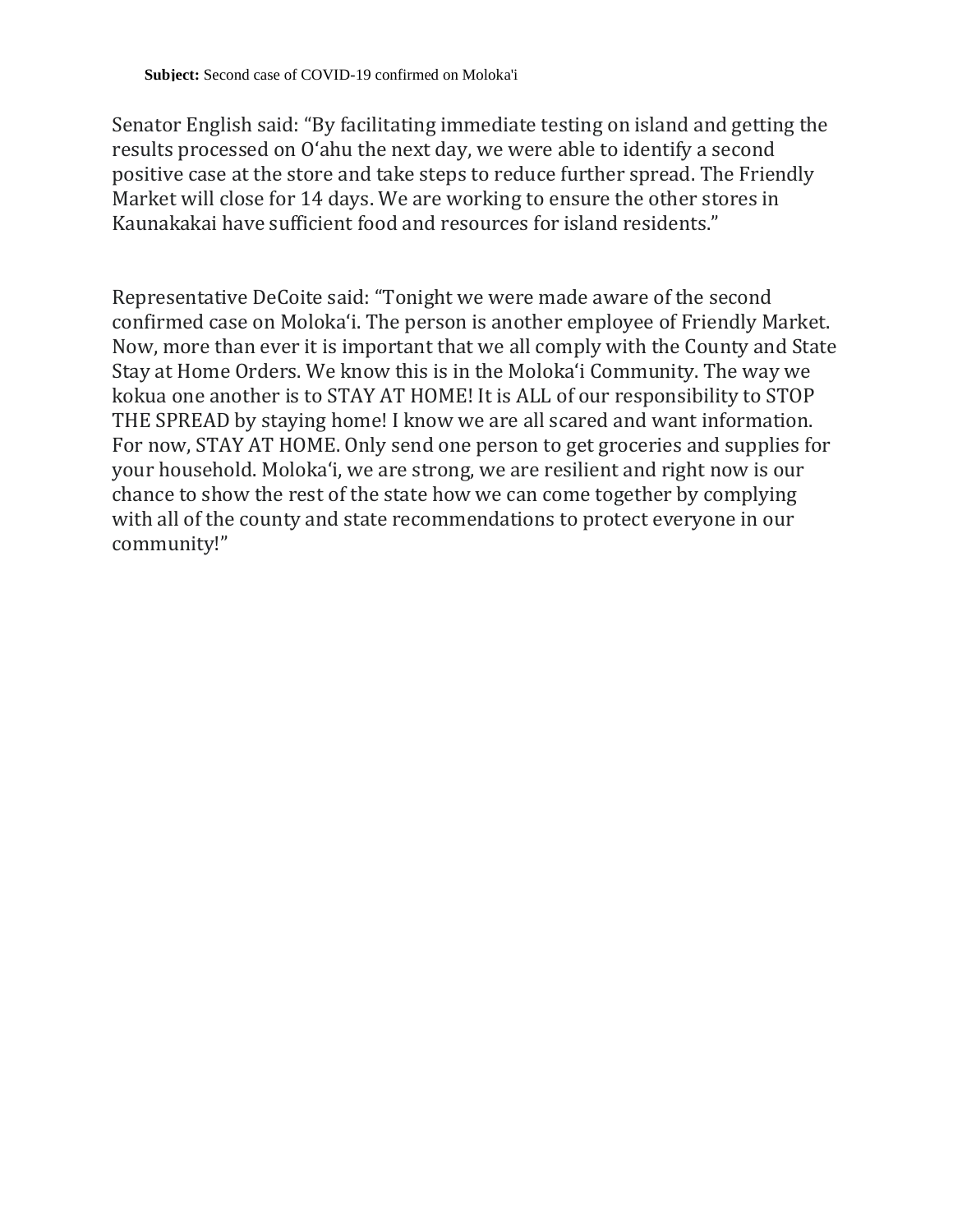**Subject:** Second case of COVID-19 confirmed on Moloka'i

Senator English said: "By facilitating immediate testing on island and getting the results processed on Oʻahu the next day, we were able to identify a second positive case at the store and take steps to reduce further spread. The Friendly Market will close for 14 days. We are working to ensure the other stores in Kaunakakai have sufficient food and resources for island residents."

Representative DeCoite said: "Tonight we were made aware of the second confirmed case on Molokaʻi. The person is another employee of Friendly Market. Now, more than ever it is important that we all comply with the County and State Stay at Home Orders. We know this is in the Molokaʻi Community. The way we kokua one another is to STAY AT HOME! It is ALL of our responsibility to STOP THE SPREAD by staying home! I know we are all scared and want information. For now, STAY AT HOME. Only send one person to get groceries and supplies for your household. Molokaʻi, we are strong, we are resilient and right now is our chance to show the rest of the state how we can come together by complying with all of the county and state recommendations to protect everyone in our community!"